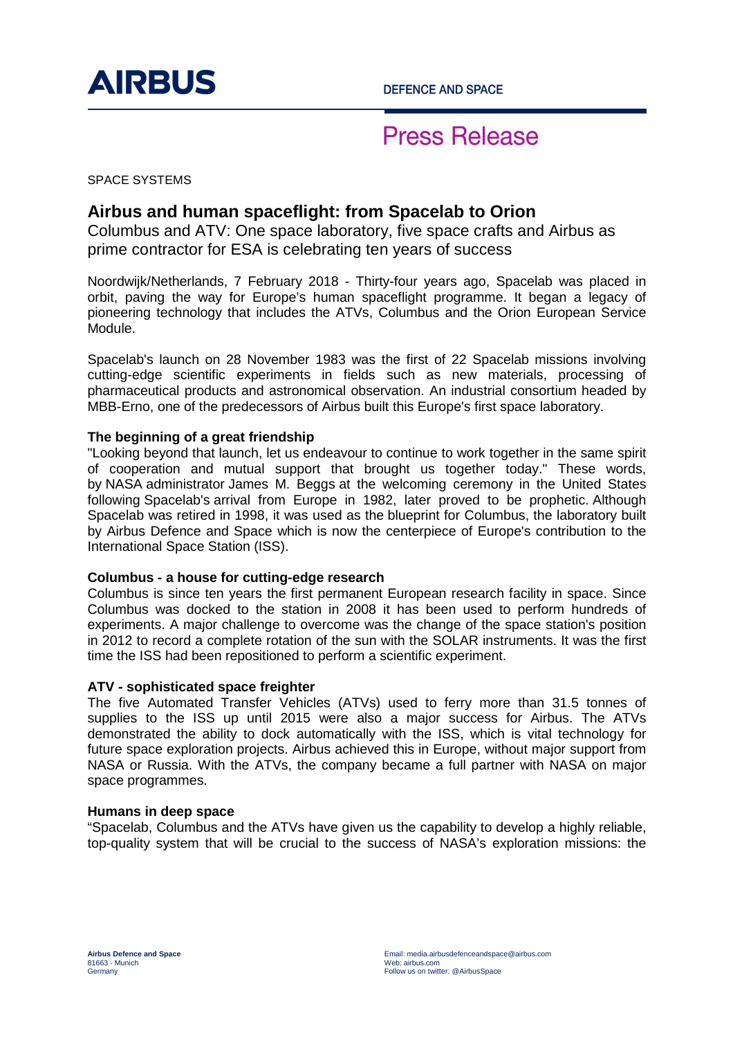AIRBUS

DEFENCE AND SPACE

# Press Release

SPACE SYSTEMS

## Airbus and human spaceflight: from Spacelab to Orion

Columbus and ATV: One space laboratory, five space crafts and Airbus as prime contractor for ESA is celebrating ten years of success

Noordwijk/Netherlands, 7 February 2018 - Thirty-four years ago, Spacelab was placed in orbit, paving the way for Europe's human spaceflight programme. It began a legacy of pioneering technology that includes the ATVs, Columbus and the Orion European Service Module.

Spacelab's launch on 28 November 1983 was the first of 22 Spacelab missions involving cutting-edge scientific experiments in fields such as new materials, processing of pharmaceutical products and astronomical observation. An industrial consortium headed by MBB-Erno, one of the predecessors of Airbus built this Europe's first space laboratory.

**The beginning of a great friendship**

"Looking beyond that launch, let us endeavour to continue to work together in the same spirit of cooperation and mutual support that brought us together today." These words, by NASA administrator James M. Beggs at the welcoming ceremony in the United States following Spacelab's arrival from Europe in 1982, later proved to be prophetic. Although Spacelab was retired in 1998, it was used as the blueprint for Columbus, the laboratory built by Airbus Defence and Space which is now the centerpiece of Europe's contribution to the International Space Station (ISS).

**Columbus - a house for cutting-edge research**

Columbus is since ten years the first permanent European research facility in space. Since Columbus was docked to the station in 2008 it has been used to perform hundreds of experiments. A major challenge to overcome was the change of the space station's position in 2012 to record a complete rotation of the sun with the SOLAR instruments. It was the first time the ISS had been repositioned to perform a scientific experiment.

**ATV - sophisticated space freighter**

The five Automated Transfer Vehicles (ATVs) used to ferry more than 31.5 tonnes of supplies to the ISS up until 2015 were also a major success for Airbus. The ATVs demonstrated the ability to dock automatically with the ISS, which is vital technology for future space exploration projects. Airbus achieved this in Europe, without major support from NASA or Russia. With the ATVs, the company became a full partner with NASA on major space programmes.

**Humans in deep space**

"Spacelab, Columbus and the ATVs have given us the capability to develop a highly reliable, top-quality system that will be crucial to the success of NASA's exploration missions: the

**Airbus Defence and Space**
81663 - Munich
Germany

Email: media.airbusdefenceandspace@airbus.com
Web: airbus.com
Follow us on twitter: @AirbusSpace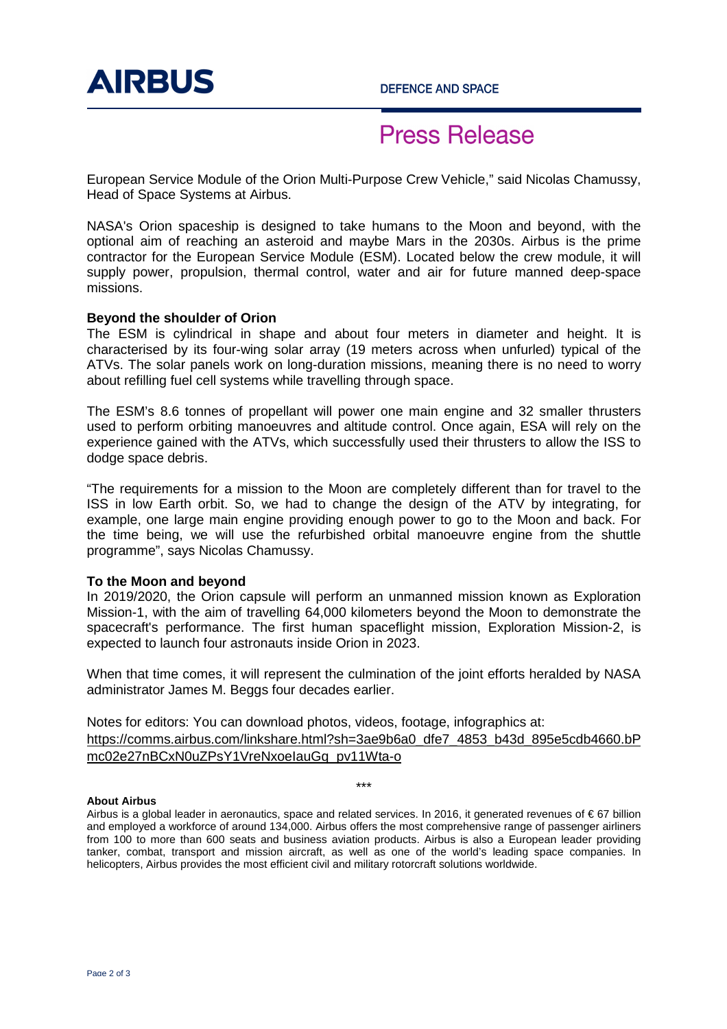European Service Module of the Orion Multi-Purpose Crew Vehicle," said Nicolas Chamussy, Head of Space Systems at Airbus.

NASA's Orion spaceship is designed to take humans to the Moon and beyond, with the optional aim of reaching an asteroid and maybe Mars in the 2030s. Airbus is the prime contractor for the European Service Module (ESM). Located below the crew module, it will supply power, propulsion, thermal control, water and air for future manned deep-space missions.

**Beyond the shoulder of Orion**

The ESM is cylindrical in shape and about four meters in diameter and height. It is characterised by its four-wing solar array (19 meters across when unfurled) typical of the ATVs. The solar panels work on long-duration missions, meaning there is no need to worry about refilling fuel cell systems while travelling through space.

The ESM's 8.6 tonnes of propellant will power one main engine and 32 smaller thrusters used to perform orbiting manoeuvres and altitude control. Once again, ESA will rely on the experience gained with the ATVs, which successfully used their thrusters to allow the ISS to dodge space debris.

"The requirements for a mission to the Moon are completely different than for travel to the ISS in low Earth orbit. So, we had to change the design of the ATV by integrating, for example, one large main engine providing enough power to go to the Moon and back. For the time being, we will use the refurbished orbital manoeuvre engine from the shuttle programme", says Nicolas Chamussy.

**To the Moon and beyond**

In 2019/2020, the Orion capsule will perform an unmanned mission known as Exploration Mission-1, with the aim of travelling 64,000 kilometers beyond the Moon to demonstrate the spacecraft's performance. The first human spaceflight mission, Exploration Mission-2, is expected to launch four astronauts inside Orion in 2023.

When that time comes, it will represent the culmination of the joint efforts heralded by NASA administrator James M. Beggs four decades earlier.

Notes for editors: You can download photos, videos, footage, infographics at:
https://comms.airbus.com/linkshare.html?sh=3ae9b6a0_dfe7_4853_b43d_895e5cdb4660.bPmc02e27nBCxN0uZPsY1VreNxoeIauGq_pv11Wta-o

\*\*\*

**About Airbus**

Airbus is a global leader in aeronautics, space and related services. In 2016, it generated revenues of € 67 billion and employed a workforce of around 134,000. Airbus offers the most comprehensive range of passenger airliners from 100 to more than 600 seats and business aviation products. Airbus is also a European leader providing tanker, combat, transport and mission aircraft, as well as one of the world's leading space companies. In helicopters, Airbus provides the most efficient civil and military rotorcraft solutions worldwide.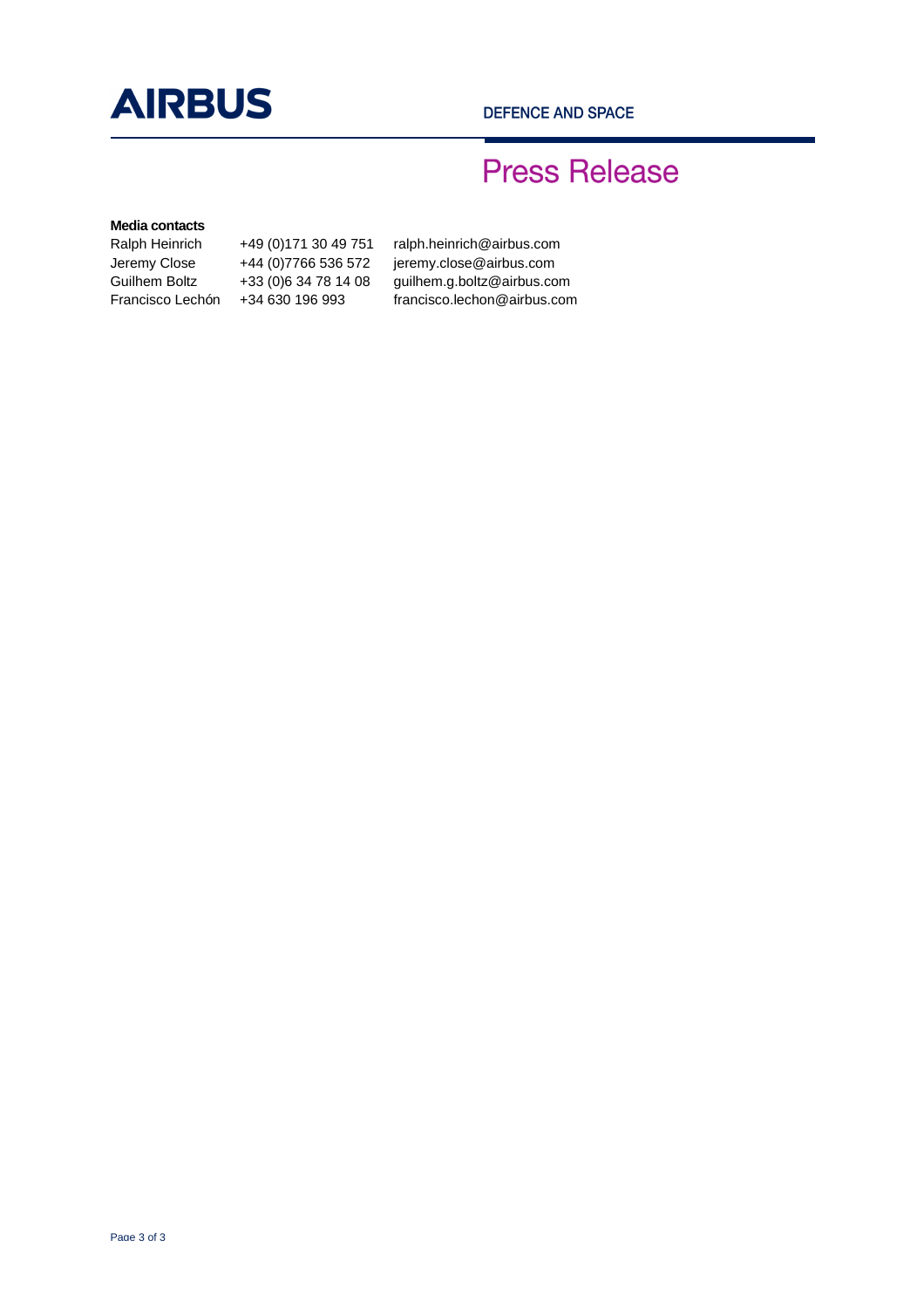**Media contacts**

| | | |
|---|---|---|
| Ralph Heinrich | +49 (0)171 30 49 751 | ralph.heinrich@airbus.com |
| Jeremy Close | +44 (0)7766 536 572 | jeremy.close@airbus.com |
| Guilhem Boltz | +33 (0)6 34 78 14 08 | guilhem.g.boltz@airbus.com |
| Francisco Lechón | +34 630 196 993 | francisco.lechon@airbus.com |